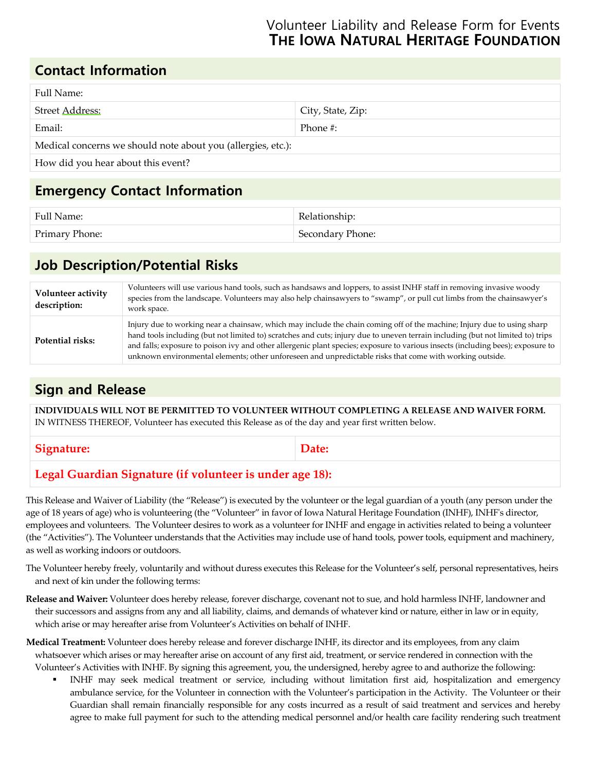# Volunteer Liability and Release Form for Events
# THE IOWA NATURAL HERITAGE FOUNDATION

## Contact Information

| Full Name: | |
|---|---|
| Street Address: | City, State, Zip: |
| Email: | Phone #: |
| Medical concerns we should note about you (allergies, etc.): | |
| How did you hear about this event? | |

## Emergency Contact Information

| Full Name: | Relationship: |
|---|---|
| Primary Phone: | Secondary Phone: |

## Job Description/Potential Risks

| | |
|---|---|
| **Volunteer activity description:** | Volunteers will use various hand tools, such as handsaws and loppers, to assist INHF staff in removing invasive woody species from the landscape. Volunteers may also help chainsawyers to "swamp", or pull cut limbs from the chainsawyer's work space. |
| **Potential risks:** | Injury due to working near a chainsaw, which may include the chain coming off of the machine; Injury due to using sharp hand tools including (but not limited to) scratches and cuts; injury due to uneven terrain including (but not limited to) trips and falls; exposure to poison ivy and other allergenic plant species; exposure to various insects (including bees); exposure to unknown environmental elements; other unforeseen and unpredictable risks that come with working outside. |

## Sign and Release

**INDIVIDUALS WILL NOT BE PERMITTED TO VOLUNTEER WITHOUT COMPLETING A RELEASE AND WAIVER FORM.**
IN WITNESS THEREOF, Volunteer has executed this Release as of the day and year first written below.

| **Signature:** | **Date:** |
|---|---|
| **Legal Guardian Signature (if volunteer is under age 18):** | |

This Release and Waiver of Liability (the "Release") is executed by the volunteer or the legal guardian of a youth (any person under the age of 18 years of age) who is volunteering (the "Volunteer" in favor of Iowa Natural Heritage Foundation (INHF), INHF's director, employees and volunteers. The Volunteer desires to work as a volunteer for INHF and engage in activities related to being a volunteer (the "Activities"). The Volunteer understands that the Activities may include use of hand tools, power tools, equipment and machinery, as well as working indoors or outdoors.

The Volunteer hereby freely, voluntarily and without duress executes this Release for the Volunteer's self, personal representatives, heirs and next of kin under the following terms:

**Release and Waiver:** Volunteer does hereby release, forever discharge, covenant not to sue, and hold harmless INHF, landowner and their successors and assigns from any and all liability, claims, and demands of whatever kind or nature, either in law or in equity, which arise or may hereafter arise from Volunteer's Activities on behalf of INHF.

**Medical Treatment:** Volunteer does hereby release and forever discharge INHF, its director and its employees, from any claim whatsoever which arises or may hereafter arise on account of any first aid, treatment, or service rendered in connection with the Volunteer's Activities with INHF. By signing this agreement, you, the undersigned, hereby agree to and authorize the following:

- INHF may seek medical treatment or service, including without limitation first aid, hospitalization and emergency ambulance service, for the Volunteer in connection with the Volunteer's participation in the Activity. The Volunteer or their Guardian shall remain financially responsible for any costs incurred as a result of said treatment and services and hereby agree to make full payment for such to the attending medical personnel and/or health care facility rendering such treatment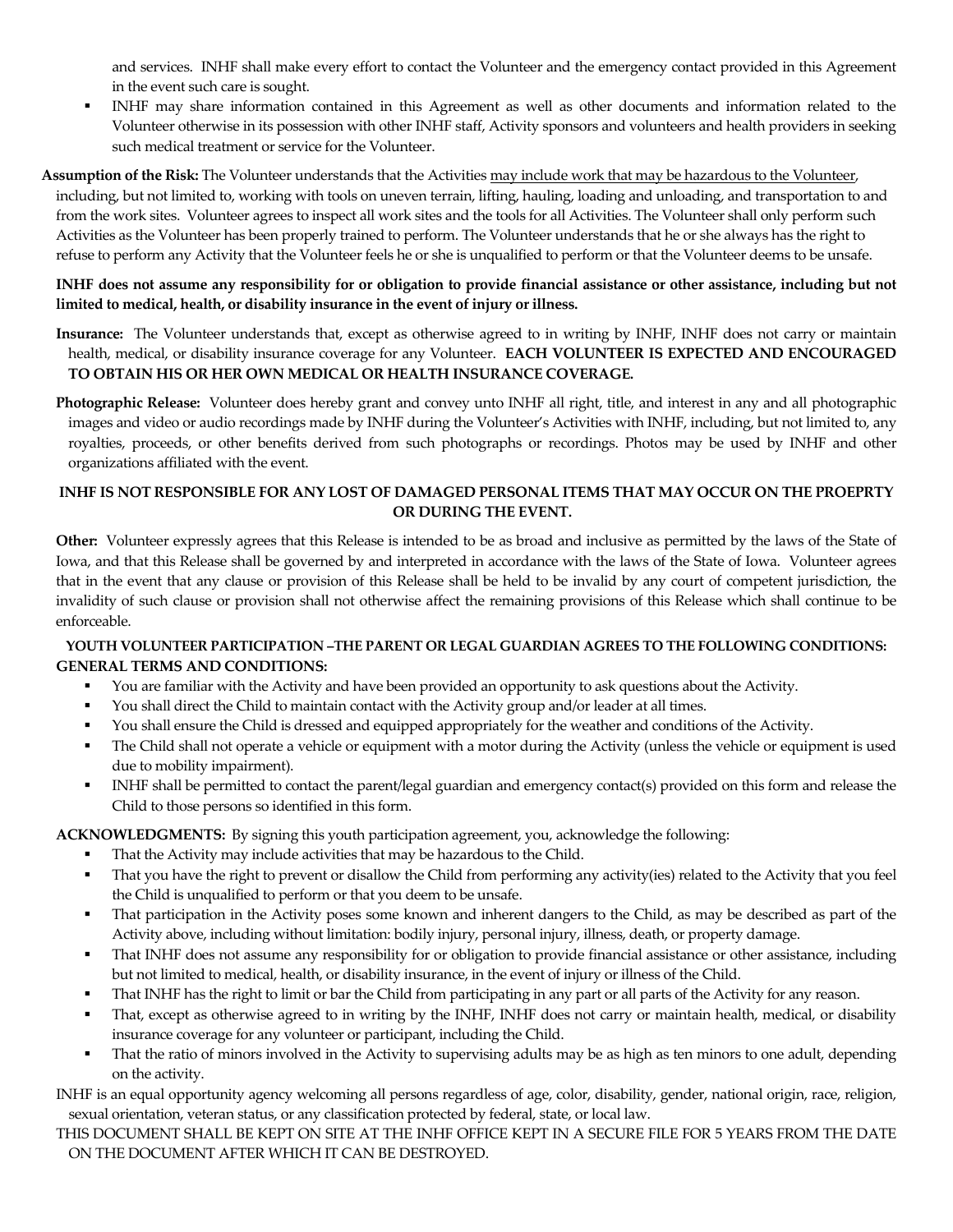and services. INHF shall make every effort to contact the Volunteer and the emergency contact provided in this Agreement in the event such care is sought.

- INHF may share information contained in this Agreement as well as other documents and information related to the Volunteer otherwise in its possession with other INHF staff, Activity sponsors and volunteers and health providers in seeking such medical treatment or service for the Volunteer.

**Assumption of the Risk:** The Volunteer understands that the Activities may include work that may be hazardous to the Volunteer, including, but not limited to, working with tools on uneven terrain, lifting, hauling, loading and unloading, and transportation to and from the work sites. Volunteer agrees to inspect all work sites and the tools for all Activities. The Volunteer shall only perform such Activities as the Volunteer has been properly trained to perform. The Volunteer understands that he or she always has the right to refuse to perform any Activity that the Volunteer feels he or she is unqualified to perform or that the Volunteer deems to be unsafe.

**INHF does not assume any responsibility for or obligation to provide financial assistance or other assistance, including but not limited to medical, health, or disability insurance in the event of injury or illness.**

**Insurance:** The Volunteer understands that, except as otherwise agreed to in writing by INHF, INHF does not carry or maintain health, medical, or disability insurance coverage for any Volunteer. **EACH VOLUNTEER IS EXPECTED AND ENCOURAGED TO OBTAIN HIS OR HER OWN MEDICAL OR HEALTH INSURANCE COVERAGE.**

**Photographic Release:** Volunteer does hereby grant and convey unto INHF all right, title, and interest in any and all photographic images and video or audio recordings made by INHF during the Volunteer's Activities with INHF, including, but not limited to, any royalties, proceeds, or other benefits derived from such photographs or recordings. Photos may be used by INHF and other organizations affiliated with the event.

**INHF IS NOT RESPONSIBLE FOR ANY LOST OF DAMAGED PERSONAL ITEMS THAT MAY OCCUR ON THE PROEPRTY OR DURING THE EVENT.**

**Other:** Volunteer expressly agrees that this Release is intended to be as broad and inclusive as permitted by the laws of the State of Iowa, and that this Release shall be governed by and interpreted in accordance with the laws of the State of Iowa. Volunteer agrees that in the event that any clause or provision of this Release shall be held to be invalid by any court of competent jurisdiction, the invalidity of such clause or provision shall not otherwise affect the remaining provisions of this Release which shall continue to be enforceable.

**YOUTH VOLUNTEER PARTICIPATION –THE PARENT OR LEGAL GUARDIAN AGREES TO THE FOLLOWING CONDITIONS:**

**GENERAL TERMS AND CONDITIONS:**

- You are familiar with the Activity and have been provided an opportunity to ask questions about the Activity.
- You shall direct the Child to maintain contact with the Activity group and/or leader at all times.
- You shall ensure the Child is dressed and equipped appropriately for the weather and conditions of the Activity.
- The Child shall not operate a vehicle or equipment with a motor during the Activity (unless the vehicle or equipment is used due to mobility impairment).
- INHF shall be permitted to contact the parent/legal guardian and emergency contact(s) provided on this form and release the Child to those persons so identified in this form.

**ACKNOWLEDGMENTS:** By signing this youth participation agreement, you, acknowledge the following:

- That the Activity may include activities that may be hazardous to the Child.
- That you have the right to prevent or disallow the Child from performing any activity(ies) related to the Activity that you feel the Child is unqualified to perform or that you deem to be unsafe.
- That participation in the Activity poses some known and inherent dangers to the Child, as may be described as part of the Activity above, including without limitation: bodily injury, personal injury, illness, death, or property damage.
- That INHF does not assume any responsibility for or obligation to provide financial assistance or other assistance, including but not limited to medical, health, or disability insurance, in the event of injury or illness of the Child.
- That INHF has the right to limit or bar the Child from participating in any part or all parts of the Activity for any reason.
- That, except as otherwise agreed to in writing by the INHF, INHF does not carry or maintain health, medical, or disability insurance coverage for any volunteer or participant, including the Child.
- That the ratio of minors involved in the Activity to supervising adults may be as high as ten minors to one adult, depending on the activity.

INHF is an equal opportunity agency welcoming all persons regardless of age, color, disability, gender, national origin, race, religion, sexual orientation, veteran status, or any classification protected by federal, state, or local law.

THIS DOCUMENT SHALL BE KEPT ON SITE AT THE INHF OFFICE KEPT IN A SECURE FILE FOR 5 YEARS FROM THE DATE ON THE DOCUMENT AFTER WHICH IT CAN BE DESTROYED.